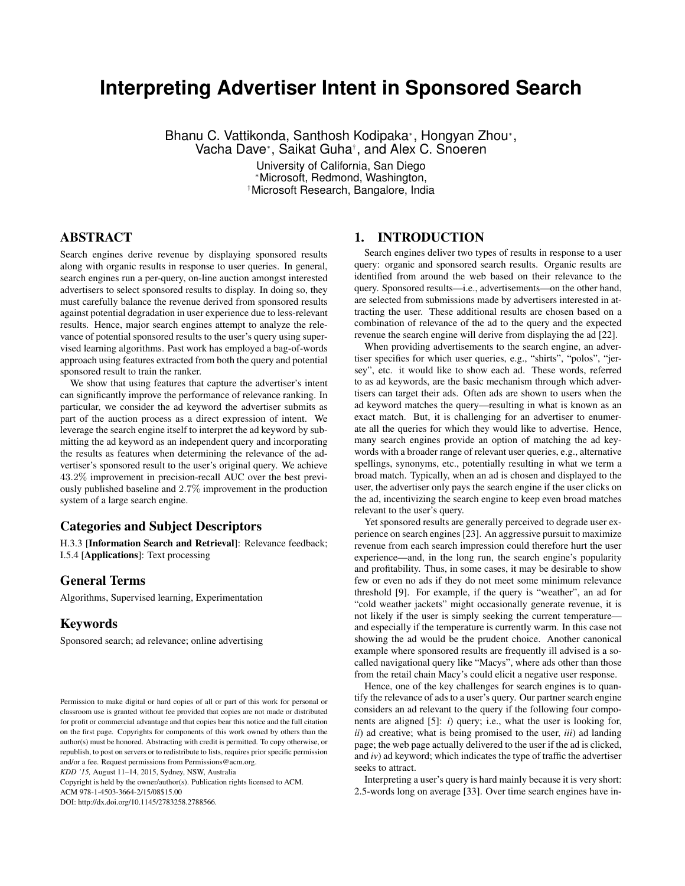# Interpreting Advertiser Intent in Sponsored Search

Bhanu C. Vattikonda, Santhosh Kodipaka[*], Hongyan Zhou[*], Vacha Dave[*], Saikat Guha[†], and Alex C. Snoeren

University of California, San Diego
[*]Microsoft, Redmond, Washington,
[†]Microsoft Research, Bangalore, India

## ABSTRACT

Search engines derive revenue by displaying sponsored results along with organic results in response to user queries. In general, search engines run a per-query, on-line auction amongst interested advertisers to select sponsored results to display. In doing so, they must carefully balance the revenue derived from sponsored results against potential degradation in user experience due to less-relevant results. Hence, major search engines attempt to analyze the relevance of potential sponsored results to the user's query using supervised learning algorithms. Past work has employed a bag-of-words approach using features extracted from both the query and potential sponsored result to train the ranker.

We show that using features that capture the advertiser's intent can significantly improve the performance of relevance ranking. In particular, we consider the ad keyword the advertiser submits as part of the auction process as a direct expression of intent. We leverage the search engine itself to interpret the ad keyword by submitting the ad keyword as an independent query and incorporating the results as features when determining the relevance of the advertiser's sponsored result to the user's original query. We achieve $43.2\%$ improvement in precision-recall AUC over the best previously published baseline and $2.7\%$ improvement in the production system of a large search engine.

## Categories and Subject Descriptors

H.3.3 [**Information Search and Retrieval**]: Relevance feedback; I.5.4 [**Applications**]: Text processing

## General Terms

Algorithms, Supervised learning, Experimentation

## Keywords

Sponsored search; ad relevance; online advertising

Permission to make digital or hard copies of all or part of this work for personal or classroom use is granted without fee provided that copies are not made or distributed for profit or commercial advantage and that copies bear this notice and the full citation on the first page. Copyrights for components of this work owned by others than the author(s) must be honored. Abstracting with credit is permitted. To copy otherwise, or republish, to post on servers or to redistribute to lists, requires prior specific permission and/or a fee. Request permissions from Permissions@acm.org.
*KDD '15,* August 11–14, 2015, Sydney, NSW, Australia
Copyright is held by the owner/author(s). Publication rights licensed to ACM.
ACM 978-1-4503-3664-2/15/08$15.00
DOI: http://dx.doi.org/10.1145/2783258.2788566.

## 1. INTRODUCTION

Search engines deliver two types of results in response to a user query: organic and sponsored search results. Organic results are identified from around the web based on their relevance to the query. Sponsored results—i.e., advertisements—on the other hand, are selected from submissions made by advertisers interested in attracting the user. These additional results are chosen based on a combination of relevance of the ad to the query and the expected revenue the search engine will derive from displaying the ad [22].

When providing advertisements to the search engine, an advertiser specifies for which user queries, e.g., "shirts", "polos", "jersey", etc. it would like to show each ad. These words, referred to as ad keywords, are the basic mechanism through which advertisers can target their ads. Often ads are shown to users when the ad keyword matches the query—resulting in what is known as an exact match. But, it is challenging for an advertiser to enumerate all the queries for which they would like to advertise. Hence, many search engines provide an option of matching the ad keywords with a broader range of relevant user queries, e.g., alternative spellings, synonyms, etc., potentially resulting in what we term a broad match. Typically, when an ad is chosen and displayed to the user, the advertiser only pays the search engine if the user clicks on the ad, incentivizing the search engine to keep even broad matches relevant to the user's query.

Yet sponsored results are generally perceived to degrade user experience on search engines [23]. An aggressive pursuit to maximize revenue from each search impression could therefore hurt the user experience—and, in the long run, the search engine's popularity and profitability. Thus, in some cases, it may be desirable to show few or even no ads if they do not meet some minimum relevance threshold [9]. For example, if the query is "weather", an ad for "cold weather jackets" might occasionally generate revenue, it is not likely if the user is simply seeking the current temperature—and especially if the temperature is currently warm. In this case not showing the ad would be the prudent choice. Another canonical example where sponsored results are frequently ill advised is a so-called navigational query like "Macys", where ads other than those from the retail chain Macy's could elicit a negative user response.

Hence, one of the key challenges for search engines is to quantify the relevance of ads to a user's query. Our partner search engine considers an ad relevant to the query if the following four components are aligned [5]: *i*) query; i.e., what the user is looking for, *ii*) ad creative; what is being promised to the user, *iii*) ad landing page; the web page actually delivered to the user if the ad is clicked, and *iv*) ad keyword; which indicates the type of traffic the advertiser seeks to attract.

Interpreting a user's query is hard mainly because it is very short: 2.5-words long on average [33]. Over time search engines have in-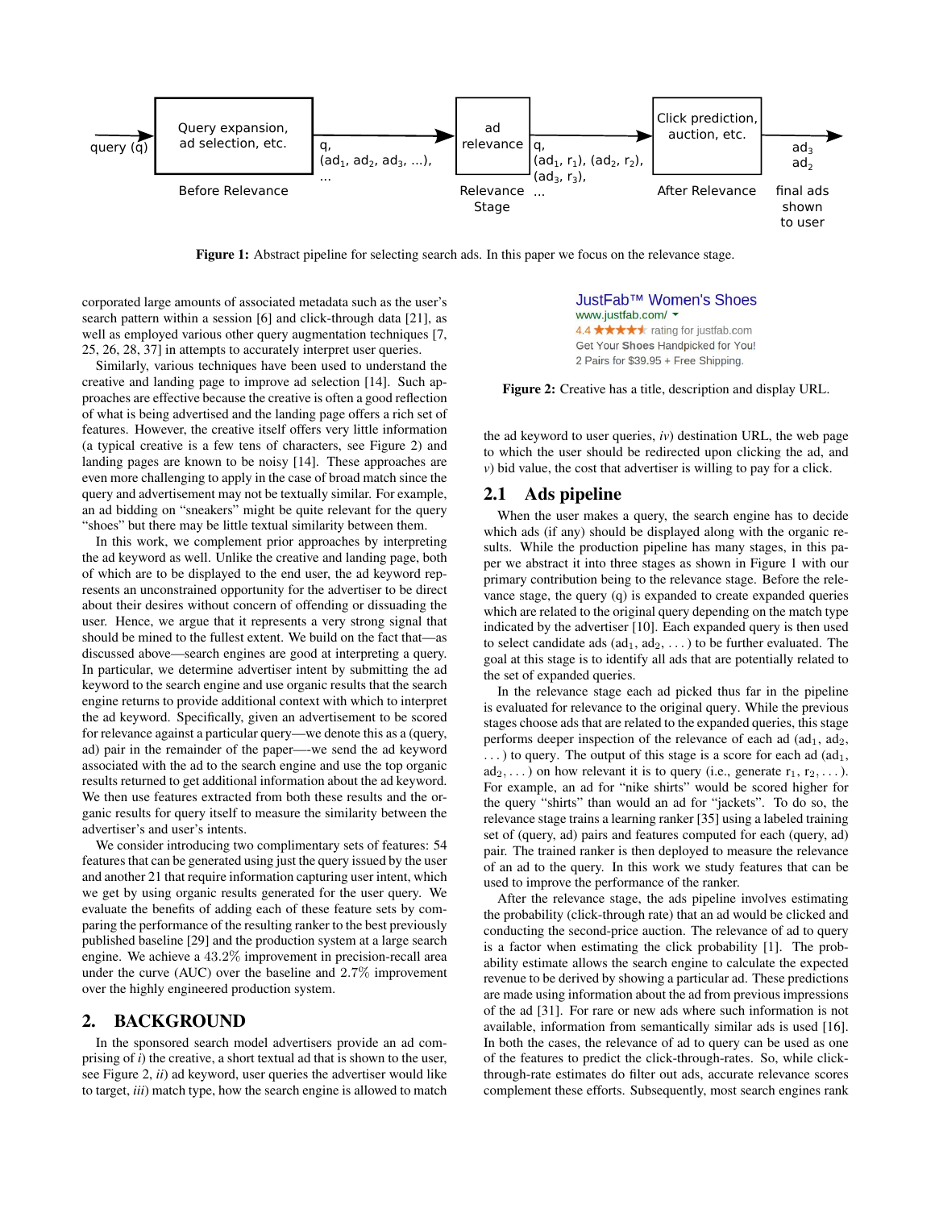query (q) → Query expansion, ad selection, etc. → q, ($ad_1$, $ad_2$, $ad_3$, ...), ... → ad relevance → q, ($ad_1$, $r_1$), ($ad_2$, $r_2$), ($ad_3$, $r_3$), ... → Click prediction, auction, etc. → $ad_3$ $ad_2$

Before Relevance — Relevance Stage — After Relevance — final ads shown to user

**Figure 1:** Abstract pipeline for selecting search ads. In this paper we focus on the relevance stage.

corporated large amounts of associated metadata such as the user's search pattern within a session [6] and click-through data [21], as well as employed various other query augmentation techniques [7, 25, 26, 28, 37] in attempts to accurately interpret user queries.

Similarly, various techniques have been used to understand the creative and landing page to improve ad selection [14]. Such approaches are effective because the creative is often a good reflection of what is being advertised and the landing page offers a rich set of features. However, the creative itself offers very little information (a typical creative is a few tens of characters, see Figure 2) and landing pages are known to be noisy [14]. These approaches are even more challenging to apply in the case of broad match since the query and advertisement may not be textually similar. For example, an ad bidding on "sneakers" might be quite relevant for the query "shoes" but there may be little textual similarity between them.

In this work, we complement prior approaches by interpreting the ad keyword as well. Unlike the creative and landing page, both of which are to be displayed to the end user, the ad keyword represents an unconstrained opportunity for the advertiser to be direct about their desires without concern of offending or dissuading the user. Hence, we argue that it represents a very strong signal that should be mined to the fullest extent. We build on the fact that—as discussed above—search engines are good at interpreting a query. In particular, we determine advertiser intent by submitting the ad keyword to the search engine and use organic results that the search engine returns to provide additional context with which to interpret the ad keyword. Specifically, given an advertisement to be scored for relevance against a particular query—we denote this as a (query, ad) pair in the remainder of the paper—-we send the ad keyword associated with the ad to the search engine and use the top organic results returned to get additional information about the ad keyword. We then use features extracted from both these results and the organic results for query itself to measure the similarity between the advertiser's and user's intents.

We consider introducing two complimentary sets of features: 54 features that can be generated using just the query issued by the user and another 21 that require information capturing user intent, which we get by using organic results generated for the user query. We evaluate the benefits of adding each of these feature sets by comparing the performance of the resulting ranker to the best previously published baseline [29] and the production system at a large search engine. We achieve a $43.2\%$ improvement in precision-recall area under the curve (AUC) over the baseline and $2.7\%$ improvement over the highly engineered production system.

JustFab™ Women's Shoes
www.justfab.com/
4.4 ★★★★★ rating for justfab.com
Get Your **Shoes** Handpicked for You!
2 Pairs for $39.95 + Free Shipping.

**Figure 2:** Creative has a title, description and display URL.

## 2. BACKGROUND

In the sponsored search model advertisers provide an ad comprising of *i*) the creative, a short textual ad that is shown to the user, see Figure 2, *ii*) ad keyword, user queries the advertiser would like to target, *iii*) match type, how the search engine is allowed to match the ad keyword to user queries, *iv*) destination URL, the web page to which the user should be redirected upon clicking the ad, and *v*) bid value, the cost that advertiser is willing to pay for a click.

### 2.1 Ads pipeline

When the user makes a query, the search engine has to decide which ads (if any) should be displayed along with the organic results. While the production pipeline has many stages, in this paper we abstract it into three stages as shown in Figure 1 with our primary contribution being to the relevance stage. Before the relevance stage, the query (q) is expanded to create expanded queries which are related to the original query depending on the match type indicated by the advertiser [10]. Each expanded query is then used to select candidate ads ($ad_1$, $ad_2$, ...) to be further evaluated. The goal at this stage is to identify all ads that are potentially related to the set of expanded queries.

In the relevance stage each ad picked thus far in the pipeline is evaluated for relevance to the original query. While the previous stages choose ads that are related to the expanded queries, this stage performs deeper inspection of the relevance of each ad ($ad_1$, $ad_2$, ...) to query. The output of this stage is a score for each ad ($ad_1$, $ad_2$, ...) on how relevant it is to query (i.e., generate $r_1$, $r_2$, ...). For example, an ad for "nike shirts" would be scored higher for the query "shirts" than would an ad for "jackets". To do so, the relevance stage trains a learning ranker [35] using a labeled training set of (query, ad) pairs and features computed for each (query, ad) pair. The trained ranker is then deployed to measure the relevance of an ad to the query. In this work we study features that can be used to improve the performance of the ranker.

After the relevance stage, the ads pipeline involves estimating the probability (click-through rate) that an ad would be clicked and conducting the second-price auction. The relevance of ad to query is a factor when estimating the click probability [1]. The probability estimate allows the search engine to calculate the expected revenue to be derived by showing a particular ad. These predictions are made using information about the ad from previous impressions of the ad [31]. For rare or new ads where such information is not available, information from semantically similar ads is used [16]. In both the cases, the relevance of ad to query can be used as one of the features to predict the click-through-rates. So, while click-through-rate estimates do filter out ads, accurate relevance scores complement these efforts. Subsequently, most search engines rank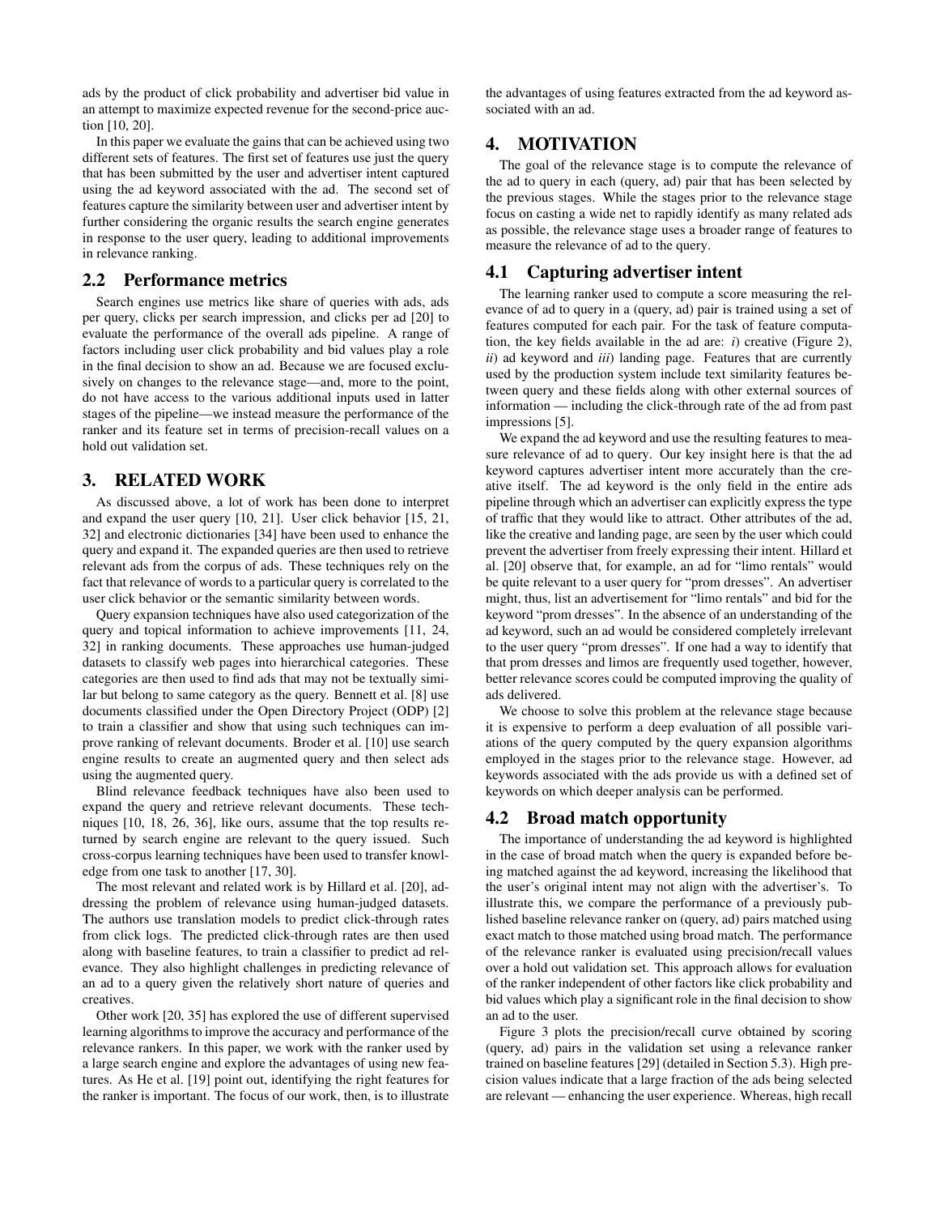ads by the product of click probability and advertiser bid value in an attempt to maximize expected revenue for the second-price auction [10, 20].

In this paper we evaluate the gains that can be achieved using two different sets of features. The first set of features use just the query that has been submitted by the user and advertiser intent captured using the ad keyword associated with the ad. The second set of features capture the similarity between user and advertiser intent by further considering the organic results the search engine generates in response to the user query, leading to additional improvements in relevance ranking.

## 2.2 Performance metrics

Search engines use metrics like share of queries with ads, ads per query, clicks per search impression, and clicks per ad [20] to evaluate the performance of the overall ads pipeline. A range of factors including user click probability and bid values play a role in the final decision to show an ad. Because we are focused exclusively on changes to the relevance stage—and, more to the point, do not have access to the various additional inputs used in latter stages of the pipeline—we instead measure the performance of the ranker and its feature set in terms of precision-recall values on a hold out validation set.

# 3. RELATED WORK

As discussed above, a lot of work has been done to interpret and expand the user query [10, 21]. User click behavior [15, 21, 32] and electronic dictionaries [34] have been used to enhance the query and expand it. The expanded queries are then used to retrieve relevant ads from the corpus of ads. These techniques rely on the fact that relevance of words to a particular query is correlated to the user click behavior or the semantic similarity between words.

Query expansion techniques have also used categorization of the query and topical information to achieve improvements [11, 24, 32] in ranking documents. These approaches use human-judged datasets to classify web pages into hierarchical categories. These categories are then used to find ads that may not be textually similar but belong to same category as the query. Bennett et al. [8] use documents classified under the Open Directory Project (ODP) [2] to train a classifier and show that using such techniques can improve ranking of relevant documents. Broder et al. [10] use search engine results to create an augmented query and then select ads using the augmented query.

Blind relevance feedback techniques have also been used to expand the query and retrieve relevant documents. These techniques [10, 18, 26, 36], like ours, assume that the top results returned by search engine are relevant to the query issued. Such cross-corpus learning techniques have been used to transfer knowledge from one task to another [17, 30].

The most relevant and related work is by Hillard et al. [20], addressing the problem of relevance using human-judged datasets. The authors use translation models to predict click-through rates from click logs. The predicted click-through rates are then used along with baseline features, to train a classifier to predict ad relevance. They also highlight challenges in predicting relevance of an ad to a query given the relatively short nature of queries and creatives.

Other work [20, 35] has explored the use of different supervised learning algorithms to improve the accuracy and performance of the relevance rankers. In this paper, we work with the ranker used by a large search engine and explore the advantages of using new features. As He et al. [19] point out, identifying the right features for the ranker is important. The focus of our work, then, is to illustrate the advantages of using features extracted from the ad keyword associated with an ad.

# 4. MOTIVATION

The goal of the relevance stage is to compute the relevance of the ad to query in each (query, ad) pair that has been selected by the previous stages. While the stages prior to the relevance stage focus on casting a wide net to rapidly identify as many related ads as possible, the relevance stage uses a broader range of features to measure the relevance of ad to the query.

## 4.1 Capturing advertiser intent

The learning ranker used to compute a score measuring the relevance of ad to query in a (query, ad) pair is trained using a set of features computed for each pair. For the task of feature computation, the key fields available in the ad are: *i*) creative (Figure 2), *ii*) ad keyword and *iii*) landing page. Features that are currently used by the production system include text similarity features between query and these fields along with other external sources of information — including the click-through rate of the ad from past impressions [5].

We expand the ad keyword and use the resulting features to measure relevance of ad to query. Our key insight here is that the ad keyword captures advertiser intent more accurately than the creative itself. The ad keyword is the only field in the entire ads pipeline through which an advertiser can explicitly express the type of traffic that they would like to attract. Other attributes of the ad, like the creative and landing page, are seen by the user which could prevent the advertiser from freely expressing their intent. Hillard et al. [20] observe that, for example, an ad for "limo rentals" would be quite relevant to a user query for "prom dresses". An advertiser might, thus, list an advertisement for "limo rentals" and bid for the keyword "prom dresses". In the absence of an understanding of the ad keyword, such an ad would be considered completely irrelevant to the user query "prom dresses". If one had a way to identify that that prom dresses and limos are frequently used together, however, better relevance scores could be computed improving the quality of ads delivered.

We choose to solve this problem at the relevance stage because it is expensive to perform a deep evaluation of all possible variations of the query computed by the query expansion algorithms employed in the stages prior to the relevance stage. However, ad keywords associated with the ads provide us with a defined set of keywords on which deeper analysis can be performed.

## 4.2 Broad match opportunity

The importance of understanding the ad keyword is highlighted in the case of broad match when the query is expanded before being matched against the ad keyword, increasing the likelihood that the user's original intent may not align with the advertiser's. To illustrate this, we compare the performance of a previously published baseline relevance ranker on (query, ad) pairs matched using exact match to those matched using broad match. The performance of the relevance ranker is evaluated using precision/recall values over a hold out validation set. This approach allows for evaluation of the ranker independent of other factors like click probability and bid values which play a significant role in the final decision to show an ad to the user.

Figure 3 plots the precision/recall curve obtained by scoring (query, ad) pairs in the validation set using a relevance ranker trained on baseline features [29] (detailed in Section 5.3). High precision values indicate that a large fraction of the ads being selected are relevant — enhancing the user experience. Whereas, high recall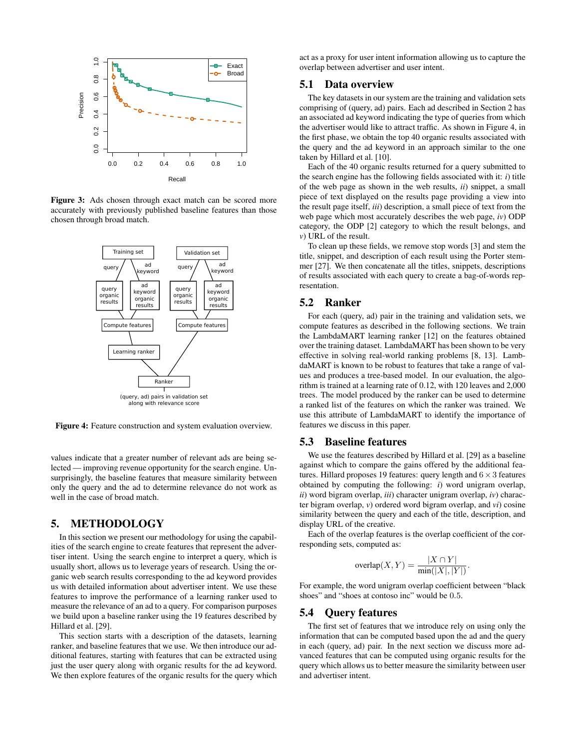**Figure 3:** Ads chosen through exact match can be scored more accurately with previously published baseline features than those chosen through broad match.

**Figure 4:** Feature construction and system evaluation overview.

values indicate that a greater number of relevant ads are being selected — improving revenue opportunity for the search engine. Unsurprisingly, the baseline features that measure similarity between only the query and the ad to determine relevance do not work as well in the case of broad match.

# 5. METHODOLOGY

In this section we present our methodology for using the capabilities of the search engine to create features that represent the advertiser intent. Using the search engine to interpret a query, which is usually short, allows us to leverage years of research. Using the organic web search results corresponding to the ad keyword provides us with detailed information about advertiser intent. We use these features to improve the performance of a learning ranker used to measure the relevance of an ad to a query. For comparison purposes we build upon a baseline ranker using the 19 features described by Hillard et al. [29].

This section starts with a description of the datasets, learning ranker, and baseline features that we use. We then introduce our additional features, starting with features that can be extracted using just the user query along with organic results for the ad keyword. We then explore features of the organic results for the query which act as a proxy for user intent information allowing us to capture the overlap between advertiser and user intent.

## 5.1 Data overview

The key datasets in our system are the training and validation sets comprising of (query, ad) pairs. Each ad described in Section 2 has an associated ad keyword indicating the type of queries from which the advertiser would like to attract traffic. As shown in Figure 4, in the first phase, we obtain the top 40 organic results associated with the query and the ad keyword in an approach similar to the one taken by Hillard et al. [10].

Each of the 40 organic results returned for a query submitted to the search engine has the following fields associated with it: *i*) title of the web page as shown in the web results, *ii*) snippet, a small piece of text displayed on the results page providing a view into the result page itself, *iii*) description, a small piece of text from the web page which most accurately describes the web page, *iv*) ODP category, the ODP [2] category to which the result belongs, and *v*) URL of the result.

To clean up these fields, we remove stop words [3] and stem the title, snippet, and description of each result using the Porter stemmer [27]. We then concatenate all the titles, snippets, descriptions of results associated with each query to create a bag-of-words representation.

## 5.2 Ranker

For each (query, ad) pair in the training and validation sets, we compute features as described in the following sections. We train the LambdaMART learning ranker [12] on the features obtained over the training dataset. LambdaMART has been shown to be very effective in solving real-world ranking problems [8, 13]. LambdaMART is known to be robust to features that take a range of values and produces a tree-based model. In our evaluation, the algorithm is trained at a learning rate of 0.12, with 120 leaves and 2,000 trees. The model produced by the ranker can be used to determine a ranked list of the features on which the ranker was trained. We use this attribute of LambdaMART to identify the importance of features we discuss in this paper.

## 5.3 Baseline features

We use the features described by Hillard et al. [29] as a baseline against which to compare the gains offered by the additional features. Hillard proposes 19 features: query length and $6 \times 3$ features obtained by computing the following: *i*) word unigram overlap, *ii*) word bigram overlap, *iii*) character unigram overlap, *iv*) character bigram overlap, *v*) ordered word bigram overlap, and *vi*) cosine similarity between the query and each of the title, description, and display URL of the creative.

Each of the overlap features is the overlap coefficient of the corresponding sets, computed as:

$$\text{overlap}(X, Y) = \frac{|X \cap Y|}{\min(|X|, |Y|)}.$$

For example, the word unigram overlap coefficient between "black shoes" and "shoes at contoso inc" would be 0.5.

## 5.4 Query features

The first set of features that we introduce rely on using only the information that can be computed based upon the ad and the query in each (query, ad) pair. In the next section we discuss more advanced features that can be computed using organic results for the query which allows us to better measure the similarity between user and advertiser intent.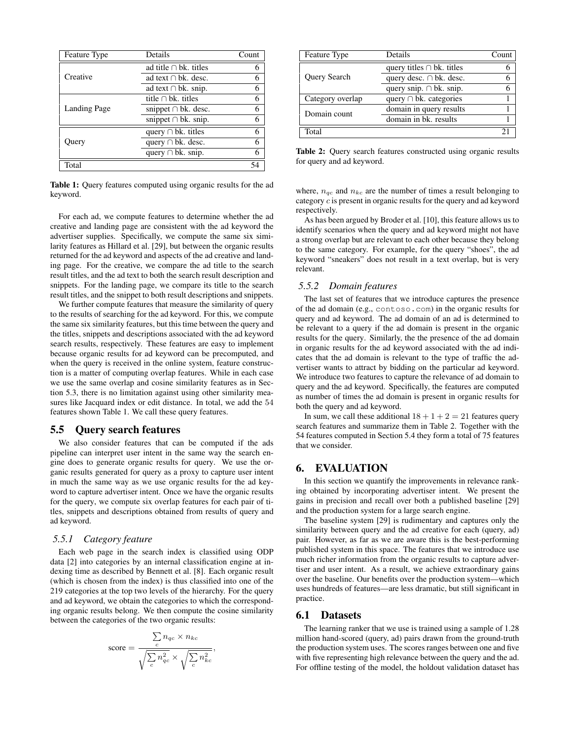| Feature Type | Details | Count |
|---|---|---|
| Creative | ad title ∩ bk. titles | 6 |
| | ad text ∩ bk. desc. | 6 |
| | ad text ∩ bk. snip. | 6 |
| Landing Page | title ∩ bk. titles | 6 |
| | snippet ∩ bk. desc. | 6 |
| | snippet ∩ bk. snip. | 6 |
| Query | query ∩ bk. titles | 6 |
| | query ∩ bk. desc. | 6 |
| | query ∩ bk. snip. | 6 |
| Total | | 54 |

**Table 1:** Query features computed using organic results for the ad keyword.

For each ad, we compute features to determine whether the ad creative and landing page are consistent with the ad keyword the advertiser supplies. Specifically, we compute the same six similarity features as Hillard et al. [29], but between the organic results returned for the ad keyword and aspects of the ad creative and landing page. For the creative, we compare the ad title to the search result titles, and the ad text to both the search result description and snippets. For the landing page, we compare its title to the search result titles, and the snippet to both result descriptions and snippets.

We further compute features that measure the similarity of query to the results of searching for the ad keyword. For this, we compute the same six similarity features, but this time between the query and the titles, snippets and descriptions associated with the ad keyword search results, respectively. These features are easy to implement because organic results for ad keyword can be precomputed, and when the query is received in the online system, feature construction is a matter of computing overlap features. While in each case we use the same overlap and cosine similarity features as in Section 5.3, there is no limitation against using other similarity measures like Jacquard index or edit distance. In total, we add the 54 features shown Table 1. We call these query features.

## 5.5 Query search features

We also consider features that can be computed if the ads pipeline can interpret user intent in the same way the search engine does to generate organic results for query. We use the organic results generated for query as a proxy to capture user intent in much the same way as we use organic results for the ad keyword to capture advertiser intent. Once we have the organic results for the query, we compute six overlap features for each pair of titles, snippets and descriptions obtained from results of query and ad keyword.

### 5.5.1 Category feature

Each web page in the search index is classified using ODP data [2] into categories by an internal classification engine at indexing time as described by Bennett et al. [8]. Each organic result (which is chosen from the index) is thus classified into one of the 219 categories at the top two levels of the hierarchy. For the query and ad keyword, we obtain the categories to which the corresponding organic results belong. We then compute the cosine similarity between the categories of the two organic results:

$$\text{score} = \frac{\sum_{c} n_{qc} \times n_{kc}}{\sqrt{\sum_{c} n_{qc}^2} \times \sqrt{\sum_{c} n_{kc}^2}},$$

| Feature Type | Details | Count |
|---|---|---|
| Query Search | query titles ∩ bk. titles | 6 |
| | query desc. ∩ bk. desc. | 6 |
| | query snip. ∩ bk. snip. | 6 |
| Category overlap | query ∩ bk. categories | 1 |
| Domain count | domain in query results | 1 |
| | domain in bk. results | 1 |
| Total | | 21 |

**Table 2:** Query search features constructed using organic results for query and ad keyword.

where, $n_{qc}$ and $n_{kc}$ are the number of times a result belonging to category $c$ is present in organic results for the query and ad keyword respectively.

As has been argued by Broder et al. [10], this feature allows us to identify scenarios when the query and ad keyword might not have a strong overlap but are relevant to each other because they belong to the same category. For example, for the query "shoes", the ad keyword "sneakers" does not result in a text overlap, but is very relevant.

### 5.5.2 Domain features

The last set of features that we introduce captures the presence of the ad domain (e.g., `contoso.com`) in the organic results for query and ad keyword. The ad domain of an ad is determined to be relevant to a query if the ad domain is present in the organic results for the query. Similarly, the the presence of the ad domain in organic results for the ad keyword associated with the ad indicates that the ad domain is relevant to the type of traffic the advertiser wants to attract by bidding on the particular ad keyword. We introduce two features to capture the relevance of ad domain to query and the ad keyword. Specifically, the features are computed as number of times the ad domain is present in organic results for both the query and ad keyword.

In sum, we call these additional $18 + 1 + 2 = 21$ features query search features and summarize them in Table 2. Together with the 54 features computed in Section 5.4 they form a total of 75 features that we consider.

# 6. EVALUATION

In this section we quantify the improvements in relevance ranking obtained by incorporating advertiser intent. We present the gains in precision and recall over both a published baseline [29] and the production system for a large search engine.

The baseline system [29] is rudimentary and captures only the similarity between query and the ad creative for each (query, ad) pair. However, as far as we are aware this is the best-performing published system in this space. The features that we introduce use much richer information from the organic results to capture advertiser and user intent. As a result, we achieve extraordinary gains over the baseline. Our benefits over the production system—which uses hundreds of features—are less dramatic, but still significant in practice.

## 6.1 Datasets

The learning ranker that we use is trained using a sample of 1.28 million hand-scored (query, ad) pairs drawn from the ground-truth the production system uses. The scores ranges between one and five with five representing high relevance between the query and the ad. For offline testing of the model, the holdout validation dataset has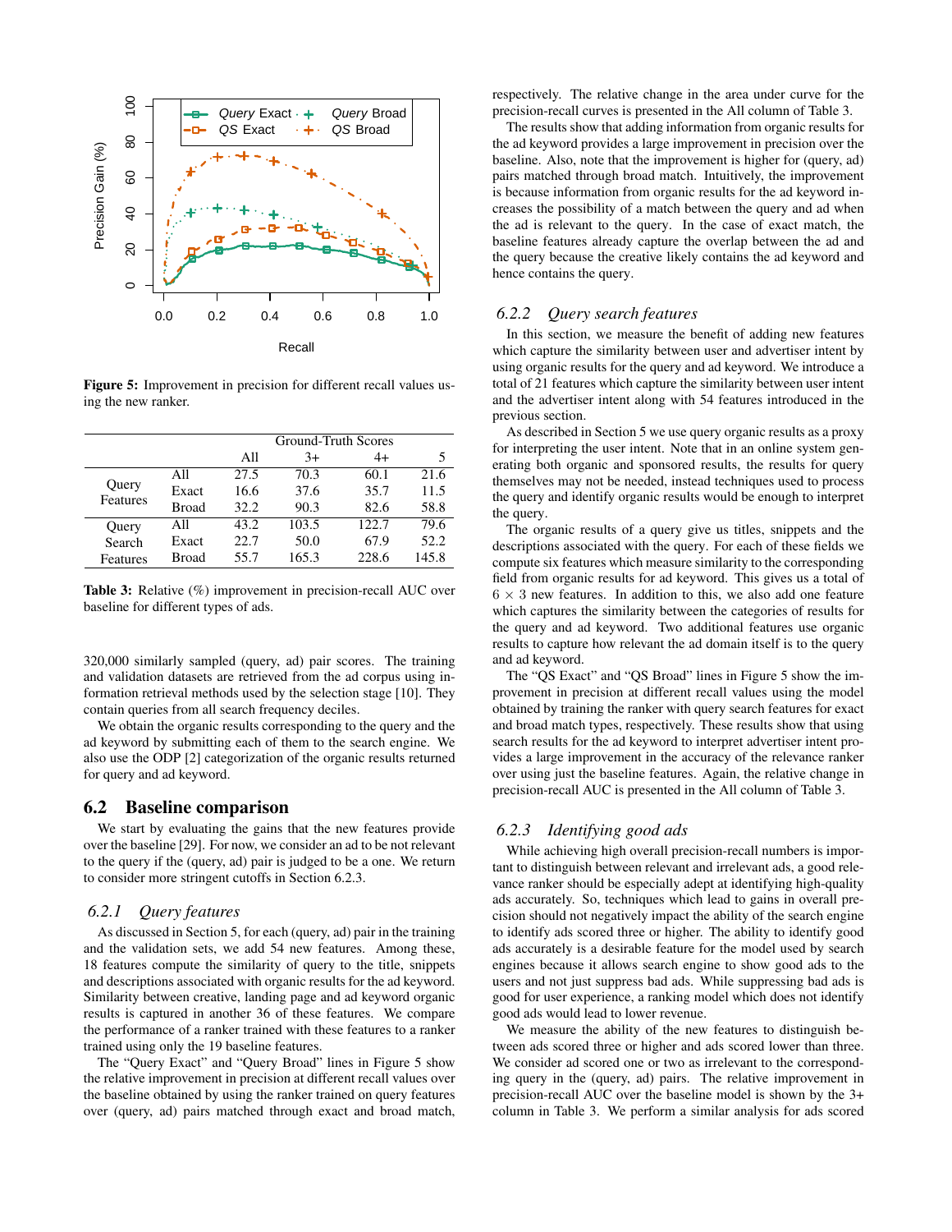Figure 5: Improvement in precision for different recall values using the new ranker.

| | | Ground-Truth Scores | | | |
|---|---|---|---|---|---|
| | | All | 3+ | 4+ | 5 |
| Query Features | All | 27.5 | 70.3 | 60.1 | 21.6 |
| | Exact | 16.6 | 37.6 | 35.7 | 11.5 |
| | Broad | 32.2 | 90.3 | 82.6 | 58.8 |
| Query Search Features | All | 43.2 | 103.5 | 122.7 | 79.6 |
| | Exact | 22.7 | 50.0 | 67.9 | 52.2 |
| | Broad | 55.7 | 165.3 | 228.6 | 145.8 |

Table 3: Relative (%) improvement in precision-recall AUC over baseline for different types of ads.

320,000 similarly sampled (query, ad) pair scores. The training and validation datasets are retrieved from the ad corpus using information retrieval methods used by the selection stage [10]. They contain queries from all search frequency deciles.

We obtain the organic results corresponding to the query and the ad keyword by submitting each of them to the search engine. We also use the ODP [2] categorization of the organic results returned for query and ad keyword.

## 6.2 Baseline comparison

We start by evaluating the gains that the new features provide over the baseline [29]. For now, we consider an ad to be not relevant to the query if the (query, ad) pair is judged to be a one. We return to consider more stringent cutoffs in Section 6.2.3.

### *6.2.1 Query features*

As discussed in Section 5, for each (query, ad) pair in the training and the validation sets, we add 54 new features. Among these, 18 features compute the similarity of query to the title, snippets and descriptions associated with organic results for the ad keyword. Similarity between creative, landing page and ad keyword organic results is captured in another 36 of these features. We compare the performance of a ranker trained with these features to a ranker trained using only the 19 baseline features.

The "Query Exact" and "Query Broad" lines in Figure 5 show the relative improvement in precision at different recall values over the baseline obtained by using the ranker trained on query features over (query, ad) pairs matched through exact and broad match, respectively. The relative change in the area under curve for the precision-recall curves is presented in the All column of Table 3.

The results show that adding information from organic results for the ad keyword provides a large improvement in precision over the baseline. Also, note that the improvement is higher for (query, ad) pairs matched through broad match. Intuitively, the improvement is because information from organic results for the ad keyword increases the possibility of a match between the query and ad when the ad is relevant to the query. In the case of exact match, the baseline features already capture the overlap between the ad and the query because the creative likely contains the ad keyword and hence contains the query.

### *6.2.2 Query search features*

In this section, we measure the benefit of adding new features which capture the similarity between user and advertiser intent by using organic results for the query and ad keyword. We introduce a total of 21 features which capture the similarity between user intent and the advertiser intent along with 54 features introduced in the previous section.

As described in Section 5 we use query organic results as a proxy for interpreting the user intent. Note that in an online system generating both organic and sponsored results, the results for query themselves may not be needed, instead techniques used to process the query and identify organic results would be enough to interpret the query.

The organic results of a query give us titles, snippets and the descriptions associated with the query. For each of these fields we compute six features which measure similarity to the corresponding field from organic results for ad keyword. This gives us a total of $6 \times 3$ new features. In addition to this, we also add one feature which captures the similarity between the categories of results for the query and ad keyword. Two additional features use organic results to capture how relevant the ad domain itself is to the query and ad keyword.

The "QS Exact" and "QS Broad" lines in Figure 5 show the improvement in precision at different recall values using the model obtained by training the ranker with query search features for exact and broad match types, respectively. These results show that using search results for the ad keyword to interpret advertiser intent provides a large improvement in the accuracy of the relevance ranker over using just the baseline features. Again, the relative change in precision-recall AUC is presented in the All column of Table 3.

### *6.2.3 Identifying good ads*

While achieving high overall precision-recall numbers is important to distinguish between relevant and irrelevant ads, a good relevance ranker should be especially adept at identifying high-quality ads accurately. So, techniques which lead to gains in overall precision should not negatively impact the ability of the search engine to identify ads scored three or higher. The ability to identify good ads accurately is a desirable feature for the model used by search engines because it allows search engine to show good ads to the users and not just suppress bad ads. While suppressing bad ads is good for user experience, a ranking model which does not identify good ads would lead to lower revenue.

We measure the ability of the new features to distinguish between ads scored three or higher and ads scored lower than three. We consider ad scored one or two as irrelevant to the corresponding query in the (query, ad) pairs. The relative improvement in precision-recall AUC over the baseline model is shown by the 3+ column in Table 3. We perform a similar analysis for ads scored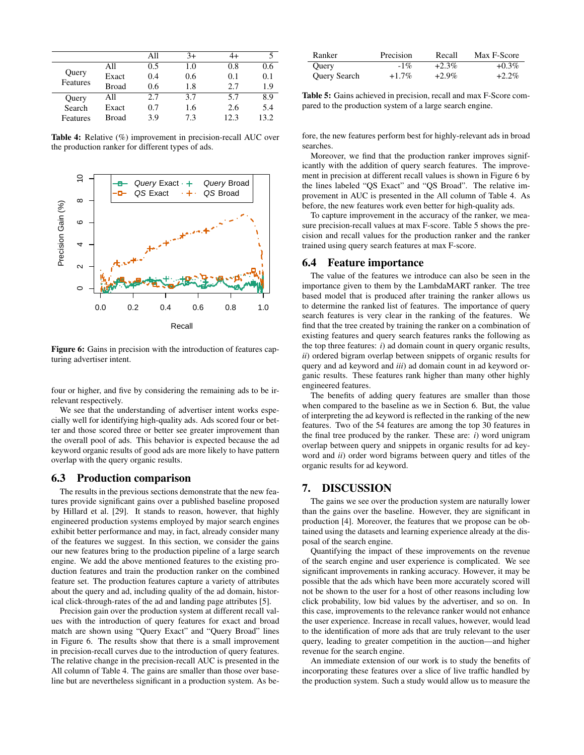|  |  | All | 3+ | 4+ | 5 |
|---|---|---|---|---|---|
| Query Features | All | 0.5 | 1.0 | 0.8 | 0.6 |
|  | Exact | 0.4 | 0.6 | 0.1 | 0.1 |
|  | Broad | 0.6 | 1.8 | 2.7 | 1.9 |
| Query Search Features | All | 2.7 | 3.7 | 5.7 | 8.9 |
|  | Exact | 0.7 | 1.6 | 2.6 | 5.4 |
|  | Broad | 3.9 | 7.3 | 12.3 | 13.2 |

**Table 4:** Relative (%) improvement in precision-recall AUC over the production ranker for different types of ads.

**Figure 6:** Gains in precision with the introduction of features capturing advertiser intent.

four or higher, and five by considering the remaining ads to be irrelevant respectively.

We see that the understanding of advertiser intent works especially well for identifying high-quality ads. Ads scored four or better and those scored three or better see greater improvement than the overall pool of ads. This behavior is expected because the ad keyword organic results of good ads are more likely to have pattern overlap with the query organic results.

## 6.3 Production comparison

The results in the previous sections demonstrate that the new features provide significant gains over a published baseline proposed by Hillard et al. [29]. It stands to reason, however, that highly engineered production systems employed by major search engines exhibit better performance and may, in fact, already consider many of the features we suggest. In this section, we consider the gains our new features bring to the production pipeline of a large search engine. We add the above mentioned features to the existing production features and train the production ranker on the combined feature set. The production features capture a variety of attributes about the query and ad, including quality of the ad domain, historical click-through-rates of the ad and landing page attributes [5].

Precision gain over the production system at different recall values with the introduction of query features for exact and broad match are shown using "Query Exact" and "Query Broad" lines in Figure 6. The results show that there is a small improvement in precision-recall curves due to the introduction of query features. The relative change in the precision-recall AUC is presented in the All column of Table 4. The gains are smaller than those over baseline but are nevertheless significant in a production system. As before, the new features perform best for highly-relevant ads in broad searches.

Moreover, we find that the production ranker improves significantly with the addition of query search features. The improvement in precision at different recall values is shown in Figure 6 by the lines labeled "QS Exact" and "QS Broad". The relative improvement in AUC is presented in the All column of Table 4. As before, the new features work even better for high-quality ads.

To capture improvement in the accuracy of the ranker, we measure precision-recall values at max F-score. Table 5 shows the precision and recall values for the production ranker and the ranker trained using query search features at max F-score.

| Ranker | Precision | Recall | Max F-Score |
|---|---|---|---|
| Query | -1% | +2.3% | +0.3% |
| Query Search | +1.7% | +2.9% | +2.2% |

**Table 5:** Gains achieved in precision, recall and max F-Score compared to the production system of a large search engine.

## 6.4 Feature importance

The value of the features we introduce can also be seen in the importance given to them by the LambdaMART ranker. The tree based model that is produced after training the ranker allows us to determine the ranked list of features. The importance of query search features is very clear in the ranking of the features. We find that the tree created by training the ranker on a combination of existing features and query search features ranks the following as the top three features: *i)* ad domain count in query organic results, *ii)* ordered bigram overlap between snippets of organic results for query and ad keyword and *iii)* ad domain count in ad keyword organic results. These features rank higher than many other highly engineered features.

The benefits of adding query features are smaller than those when compared to the baseline as we in Section 6. But, the value of interpreting the ad keyword is reflected in the ranking of the new features. Two of the 54 features are among the top 30 features in the final tree produced by the ranker. These are: *i)* word unigram overlap between query and snippets in organic results for ad keyword and *ii)* order word bigrams between query and titles of the organic results for ad keyword.

# 7. DISCUSSION

The gains we see over the production system are naturally lower than the gains over the baseline. However, they are significant in production [4]. Moreover, the features that we propose can be obtained using the datasets and learning experience already at the disposal of the search engine.

Quantifying the impact of these improvements on the revenue of the search engine and user experience is complicated. We see significant improvements in ranking accuracy. However, it may be possible that the ads which have been more accurately scored will not be shown to the user for a host of other reasons including low click probability, low bid values by the advertiser, and so on. In this case, improvements to the relevance ranker would not enhance the user experience. Increase in recall values, however, would lead to the identification of more ads that are truly relevant to the user query, leading to greater competition in the auction—and higher revenue for the search engine.

An immediate extension of our work is to study the benefits of incorporating these features over a slice of live traffic handled by the production system. Such a study would allow us to measure the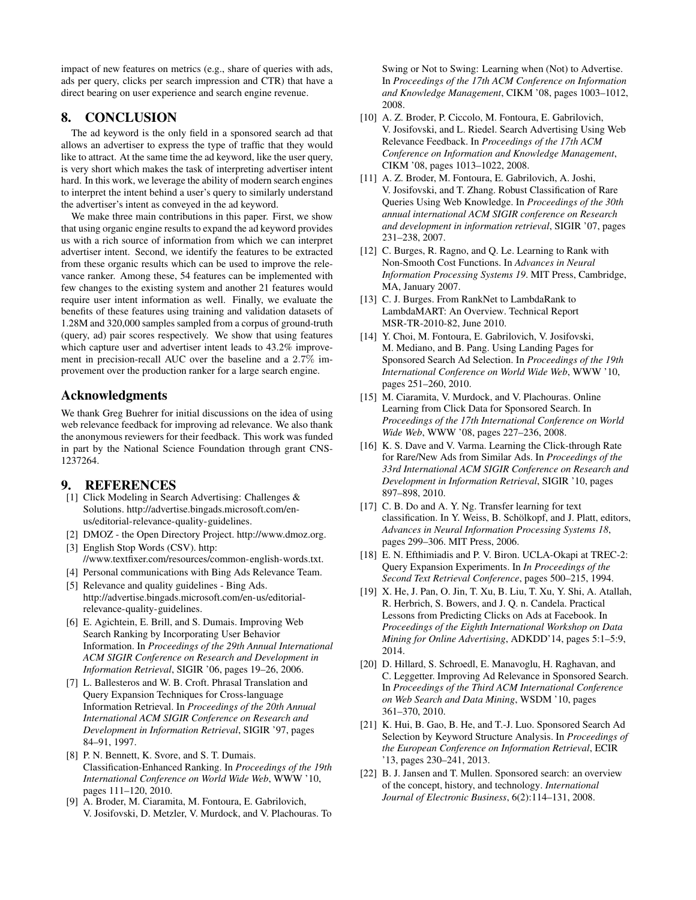impact of new features on metrics (e.g., share of queries with ads, ads per query, clicks per search impression and CTR) that have a direct bearing on user experience and search engine revenue.

# 8. CONCLUSION

The ad keyword is the only field in a sponsored search ad that allows an advertiser to express the type of traffic that they would like to attract. At the same time the ad keyword, like the user query, is very short which makes the task of interpreting advertiser intent hard. In this work, we leverage the ability of modern search engines to interpret the intent behind a user's query to similarly understand the advertiser's intent as conveyed in the ad keyword.

We make three main contributions in this paper. First, we show that using organic engine results to expand the ad keyword provides us with a rich source of information from which we can interpret advertiser intent. Second, we identify the features to be extracted from these organic results which can be used to improve the relevance ranker. Among these, 54 features can be implemented with few changes to the existing system and another 21 features would require user intent information as well. Finally, we evaluate the benefits of these features using training and validation datasets of 1.28M and 320,000 samples sampled from a corpus of ground-truth (query, ad) pair scores respectively. We show that using features which capture user and advertiser intent leads to 43.2% improvement in precision-recall AUC over the baseline and a 2.7% improvement over the production ranker for a large search engine.

## Acknowledgments

We thank Greg Buehrer for initial discussions on the idea of using web relevance feedback for improving ad relevance. We also thank the anonymous reviewers for their feedback. This work was funded in part by the National Science Foundation through grant CNS-1237264.

# 9. REFERENCES

- [1] Click Modeling in Search Advertising: Challenges & Solutions. http://advertise.bingads.microsoft.com/en-us/editorial-relevance-quality-guidelines.
- [2] DMOZ - the Open Directory Project. http://www.dmoz.org.
- [3] English Stop Words (CSV). http://www.textfixer.com/resources/common-english-words.txt.
- [4] Personal communications with Bing Ads Relevance Team.
- [5] Relevance and quality guidelines - Bing Ads. http://advertise.bingads.microsoft.com/en-us/editorial-relevance-quality-guidelines.
- [6] E. Agichtein, E. Brill, and S. Dumais. Improving Web Search Ranking by Incorporating User Behavior Information. In *Proceedings of the 29th Annual International ACM SIGIR Conference on Research and Development in Information Retrieval*, SIGIR '06, pages 19–26, 2006.
- [7] L. Ballesteros and W. B. Croft. Phrasal Translation and Query Expansion Techniques for Cross-language Information Retrieval. In *Proceedings of the 20th Annual International ACM SIGIR Conference on Research and Development in Information Retrieval*, SIGIR '97, pages 84–91, 1997.
- [8] P. N. Bennett, K. Svore, and S. T. Dumais. Classification-Enhanced Ranking. In *Proceedings of the 19th International Conference on World Wide Web*, WWW '10, pages 111–120, 2010.
- [9] A. Broder, M. Ciaramita, M. Fontoura, E. Gabrilovich, V. Josifovski, D. Metzler, V. Murdock, and V. Plachouras. To Swing or Not to Swing: Learning when (Not) to Advertise. In *Proceedings of the 17th ACM Conference on Information and Knowledge Management*, CIKM '08, pages 1003–1012, 2008.
- [10] A. Z. Broder, P. Ciccolo, M. Fontoura, E. Gabrilovich, V. Josifovski, and L. Riedel. Search Advertising Using Web Relevance Feedback. In *Proceedings of the 17th ACM Conference on Information and Knowledge Management*, CIKM '08, pages 1013–1022, 2008.
- [11] A. Z. Broder, M. Fontoura, E. Gabrilovich, A. Joshi, V. Josifovski, and T. Zhang. Robust Classification of Rare Queries Using Web Knowledge. In *Proceedings of the 30th annual international ACM SIGIR conference on Research and development in information retrieval*, SIGIR '07, pages 231–238, 2007.
- [12] C. Burges, R. Ragno, and Q. Le. Learning to Rank with Non-Smooth Cost Functions. In *Advances in Neural Information Processing Systems 19*. MIT Press, Cambridge, MA, January 2007.
- [13] C. J. Burges. From RankNet to LambdaRank to LambdaMART: An Overview. Technical Report MSR-TR-2010-82, June 2010.
- [14] Y. Choi, M. Fontoura, E. Gabrilovich, V. Josifovski, M. Mediano, and B. Pang. Using Landing Pages for Sponsored Search Ad Selection. In *Proceedings of the 19th International Conference on World Wide Web*, WWW '10, pages 251–260, 2010.
- [15] M. Ciaramita, V. Murdock, and V. Plachouras. Online Learning from Click Data for Sponsored Search. In *Proceedings of the 17th International Conference on World Wide Web*, WWW '08, pages 227–236, 2008.
- [16] K. S. Dave and V. Varma. Learning the Click-through Rate for Rare/New Ads from Similar Ads. In *Proceedings of the 33rd International ACM SIGIR Conference on Research and Development in Information Retrieval*, SIGIR '10, pages 897–898, 2010.
- [17] C. B. Do and A. Y. Ng. Transfer learning for text classification. In Y. Weiss, B. Schölkopf, and J. Platt, editors, *Advances in Neural Information Processing Systems 18*, pages 299–306. MIT Press, 2006.
- [18] E. N. Efthimiadis and P. V. Biron. UCLA-Okapi at TREC-2: Query Expansion Experiments. In *In Proceedings of the Second Text Retrieval Conference*, pages 500–215, 1994.
- [19] X. He, J. Pan, O. Jin, T. Xu, B. Liu, T. Xu, Y. Shi, A. Atallah, R. Herbrich, S. Bowers, and J. Q. n. Candela. Practical Lessons from Predicting Clicks on Ads at Facebook. In *Proceedings of the Eighth International Workshop on Data Mining for Online Advertising*, ADKDD'14, pages 5:1–5:9, 2014.
- [20] D. Hillard, S. Schroedl, E. Manavoglu, H. Raghavan, and C. Leggetter. Improving Ad Relevance in Sponsored Search. In *Proceedings of the Third ACM International Conference on Web Search and Data Mining*, WSDM '10, pages 361–370, 2010.
- [21] K. Hui, B. Gao, B. He, and T.-J. Luo. Sponsored Search Ad Selection by Keyword Structure Analysis. In *Proceedings of the European Conference on Information Retrieval*, ECIR '13, pages 230–241, 2013.
- [22] B. J. Jansen and T. Mullen. Sponsored search: an overview of the concept, history, and technology. *International Journal of Electronic Business*, 6(2):114–131, 2008.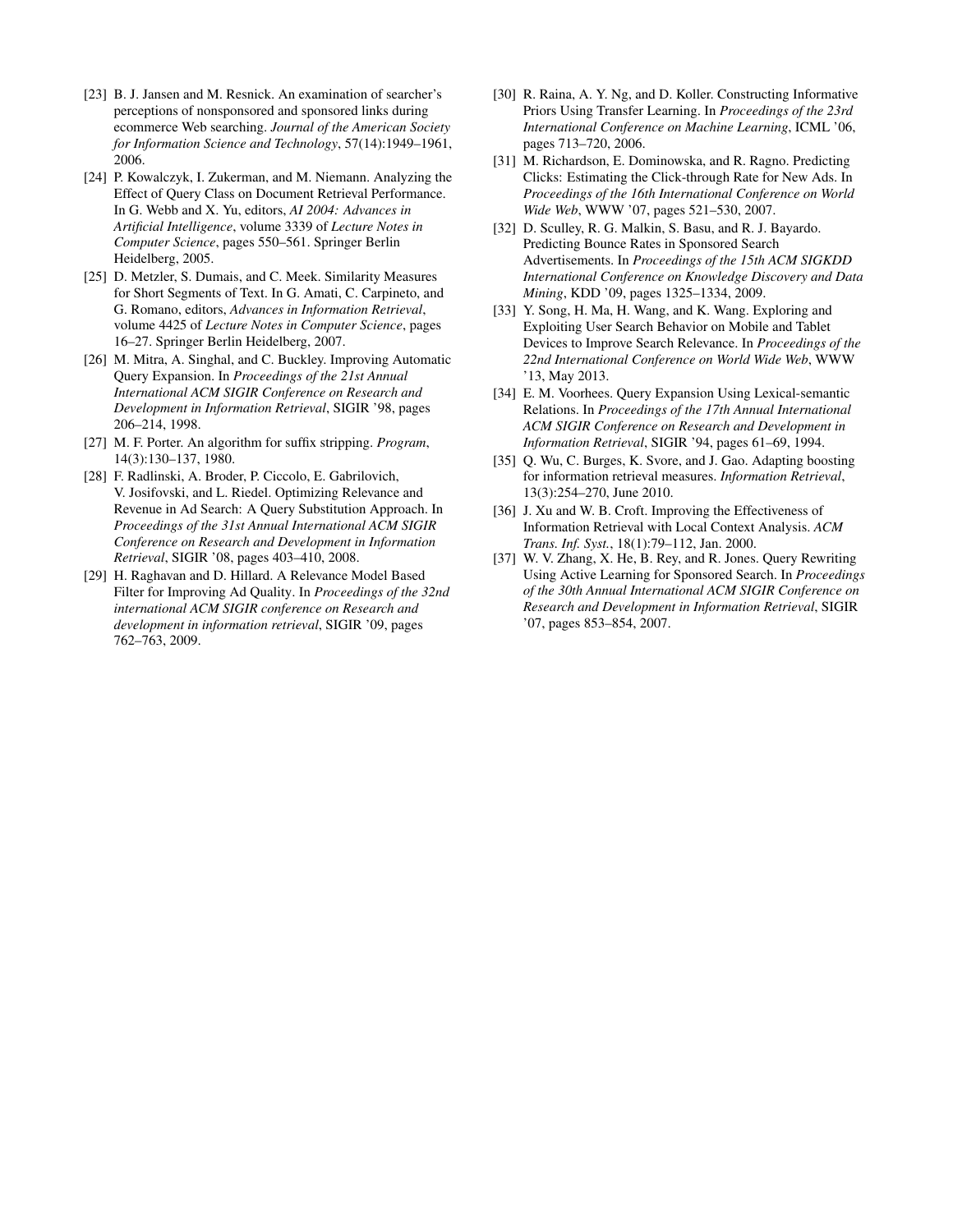[23] B. J. Jansen and M. Resnick. An examination of searcher's perceptions of nonsponsored and sponsored links during ecommerce Web searching. *Journal of the American Society for Information Science and Technology*, 57(14):1949–1961, 2006.

[24] P. Kowalczyk, I. Zukerman, and M. Niemann. Analyzing the Effect of Query Class on Document Retrieval Performance. In G. Webb and X. Yu, editors, *AI 2004: Advances in Artificial Intelligence*, volume 3339 of *Lecture Notes in Computer Science*, pages 550–561. Springer Berlin Heidelberg, 2005.

[25] D. Metzler, S. Dumais, and C. Meek. Similarity Measures for Short Segments of Text. In G. Amati, C. Carpineto, and G. Romano, editors, *Advances in Information Retrieval*, volume 4425 of *Lecture Notes in Computer Science*, pages 16–27. Springer Berlin Heidelberg, 2007.

[26] M. Mitra, A. Singhal, and C. Buckley. Improving Automatic Query Expansion. In *Proceedings of the 21st Annual International ACM SIGIR Conference on Research and Development in Information Retrieval*, SIGIR '98, pages 206–214, 1998.

[27] M. F. Porter. An algorithm for suffix stripping. *Program*, 14(3):130–137, 1980.

[28] F. Radlinski, A. Broder, P. Ciccolo, E. Gabrilovich, V. Josifovski, and L. Riedel. Optimizing Relevance and Revenue in Ad Search: A Query Substitution Approach. In *Proceedings of the 31st Annual International ACM SIGIR Conference on Research and Development in Information Retrieval*, SIGIR '08, pages 403–410, 2008.

[29] H. Raghavan and D. Hillard. A Relevance Model Based Filter for Improving Ad Quality. In *Proceedings of the 32nd international ACM SIGIR conference on Research and development in information retrieval*, SIGIR '09, pages 762–763, 2009.

[30] R. Raina, A. Y. Ng, and D. Koller. Constructing Informative Priors Using Transfer Learning. In *Proceedings of the 23rd International Conference on Machine Learning*, ICML '06, pages 713–720, 2006.

[31] M. Richardson, E. Dominowska, and R. Ragno. Predicting Clicks: Estimating the Click-through Rate for New Ads. In *Proceedings of the 16th International Conference on World Wide Web*, WWW '07, pages 521–530, 2007.

[32] D. Sculley, R. G. Malkin, S. Basu, and R. J. Bayardo. Predicting Bounce Rates in Sponsored Search Advertisements. In *Proceedings of the 15th ACM SIGKDD International Conference on Knowledge Discovery and Data Mining*, KDD '09, pages 1325–1334, 2009.

[33] Y. Song, H. Ma, H. Wang, and K. Wang. Exploring and Exploiting User Search Behavior on Mobile and Tablet Devices to Improve Search Relevance. In *Proceedings of the 22nd International Conference on World Wide Web*, WWW '13, May 2013.

[34] E. M. Voorhees. Query Expansion Using Lexical-semantic Relations. In *Proceedings of the 17th Annual International ACM SIGIR Conference on Research and Development in Information Retrieval*, SIGIR '94, pages 61–69, 1994.

[35] Q. Wu, C. Burges, K. Svore, and J. Gao. Adapting boosting for information retrieval measures. *Information Retrieval*, 13(3):254–270, June 2010.

[36] J. Xu and W. B. Croft. Improving the Effectiveness of Information Retrieval with Local Context Analysis. *ACM Trans. Inf. Syst.*, 18(1):79–112, Jan. 2000.

[37] W. V. Zhang, X. He, B. Rey, and R. Jones. Query Rewriting Using Active Learning for Sponsored Search. In *Proceedings of the 30th Annual International ACM SIGIR Conference on Research and Development in Information Retrieval*, SIGIR '07, pages 853–854, 2007.